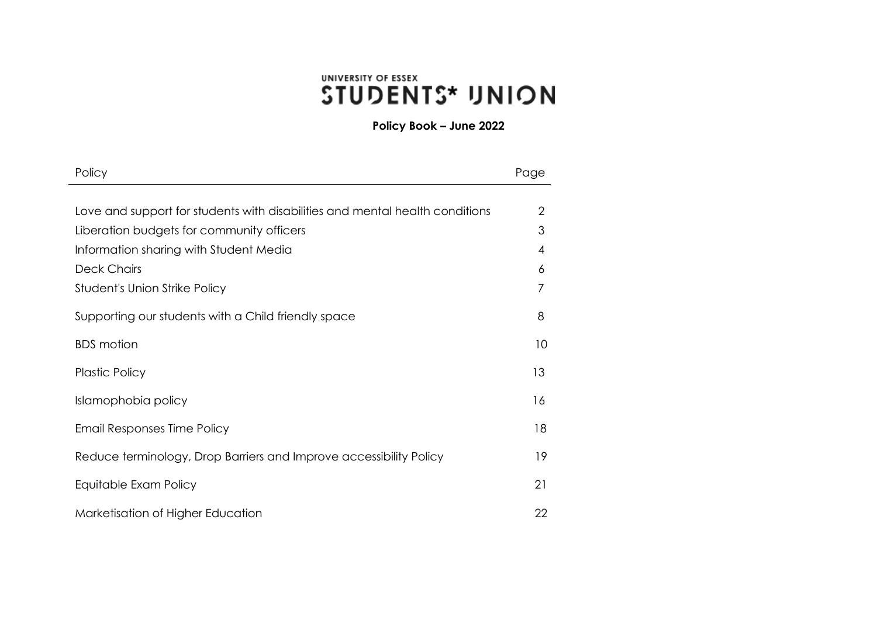# UNIVERSITY OF ESSEX STUDENTS* UNION

**Policy Book – June 2022**

| Policy | Page |
|---|---|
| Love and support for students with disabilities and mental health conditions | 2 |
| Liberation budgets for community officers | 3 |
| Information sharing with Student Media | 4 |
| Deck Chairs | 6 |
| Student's Union Strike Policy | 7 |
| Supporting our students with a Child friendly space | 8 |
| BDS motion | 10 |
| Plastic Policy | 13 |
| Islamophobia policy | 16 |
| Email Responses Time Policy | 18 |
| Reduce terminology, Drop Barriers and Improve accessibility Policy | 19 |
| Equitable Exam Policy | 21 |
| Marketisation of Higher Education | 22 |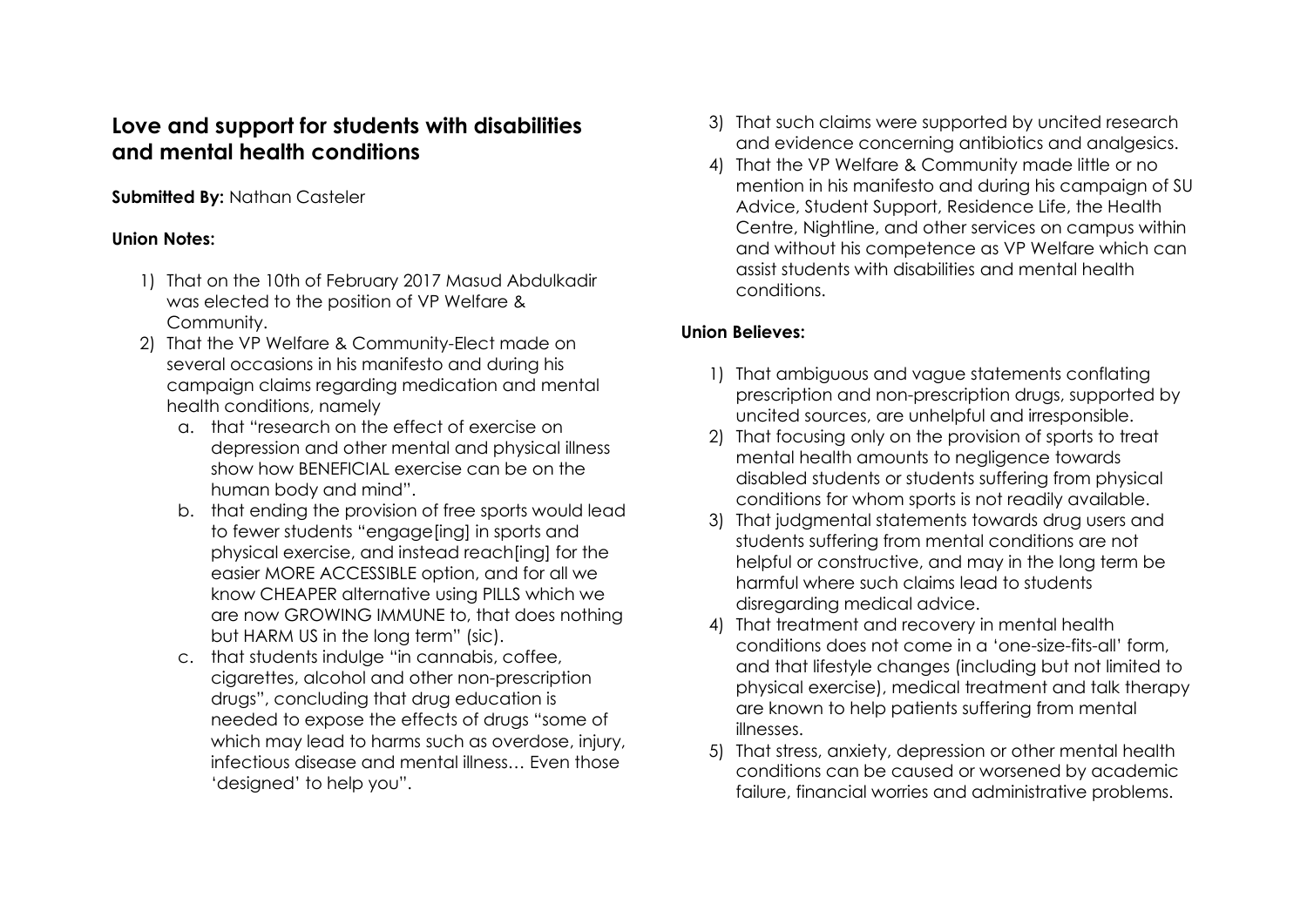## Love and support for students with disabilities and mental health conditions

**Submitted By:** Nathan Casteler

### Union Notes:

1) That on the 10th of February 2017 Masud Abdulkadir was elected to the position of VP Welfare & Community.
2) That the VP Welfare & Community-Elect made on several occasions in his manifesto and during his campaign claims regarding medication and mental health conditions, namely
   a. that "research on the effect of exercise on depression and other mental and physical illness show how BENEFICIAL exercise can be on the human body and mind".
   b. that ending the provision of free sports would lead to fewer students "engage[ing] in sports and physical exercise, and instead reach[ing] for the easier MORE ACCESSIBLE option, and for all we know CHEAPER alternative using PILLS which we are now GROWING IMMUNE to, that does nothing but HARM US in the long term" (sic).
   c. that students indulge "in cannabis, coffee, cigarettes, alcohol and other non-prescription drugs", concluding that drug education is needed to expose the effects of drugs "some of which may lead to harms such as overdose, injury, infectious disease and mental illness… Even those 'designed' to help you".
3) That such claims were supported by uncited research and evidence concerning antibiotics and analgesics.
4) That the VP Welfare & Community made little or no mention in his manifesto and during his campaign of SU Advice, Student Support, Residence Life, the Health Centre, Nightline, and other services on campus within and without his competence as VP Welfare which can assist students with disabilities and mental health conditions.

### Union Believes:

1) That ambiguous and vague statements conflating prescription and non-prescription drugs, supported by uncited sources, are unhelpful and irresponsible.
2) That focusing only on the provision of sports to treat mental health amounts to negligence towards disabled students or students suffering from physical conditions for whom sports is not readily available.
3) That judgmental statements towards drug users and students suffering from mental conditions are not helpful or constructive, and may in the long term be harmful where such claims lead to students disregarding medical advice.
4) That treatment and recovery in mental health conditions does not come in a 'one-size-fits-all' form, and that lifestyle changes (including but not limited to physical exercise), medical treatment and talk therapy are known to help patients suffering from mental illnesses.
5) That stress, anxiety, depression or other mental health conditions can be caused or worsened by academic failure, financial worries and administrative problems.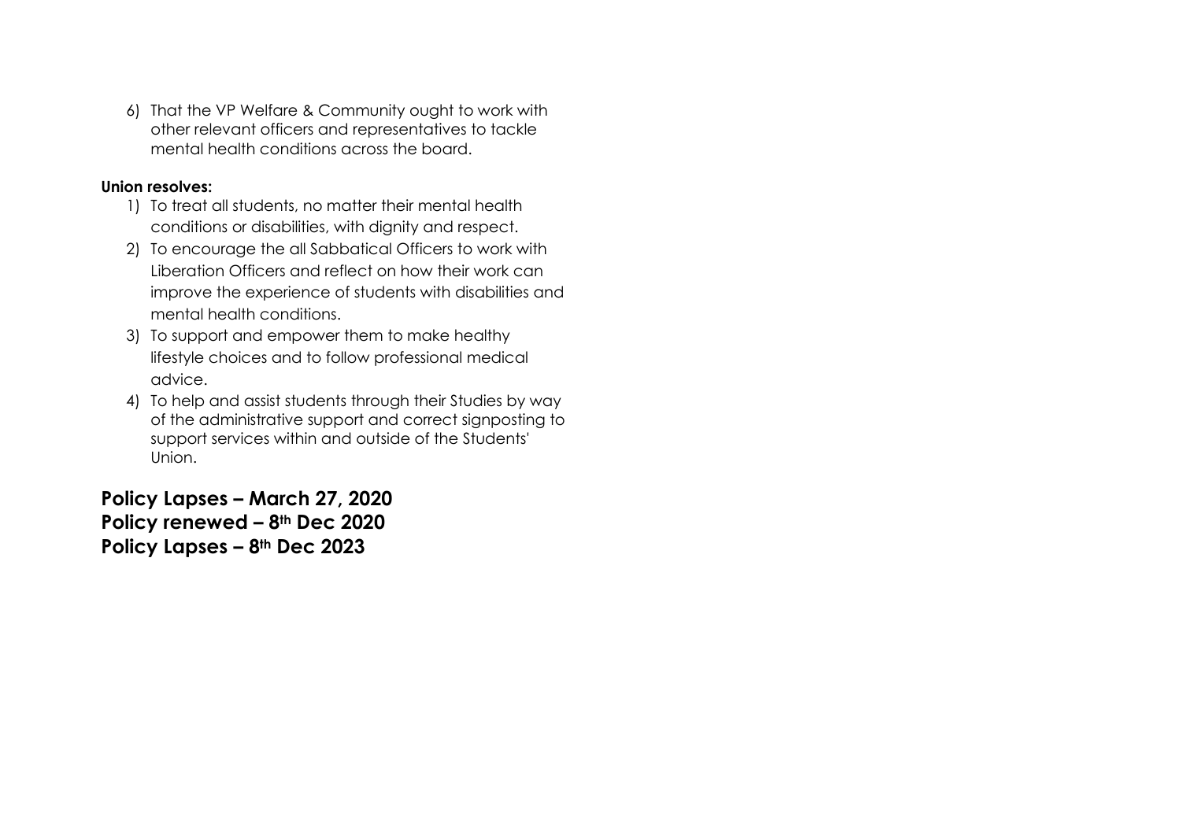6) That the VP Welfare & Community ought to work with other relevant officers and representatives to tackle mental health conditions across the board.

**Union resolves:**

1) To treat all students, no matter their mental health conditions or disabilities, with dignity and respect.
2) To encourage the all Sabbatical Officers to work with Liberation Officers and reflect on how their work can improve the experience of students with disabilities and mental health conditions.
3) To support and empower them to make healthy lifestyle choices and to follow professional medical advice.
4) To help and assist students through their Studies by way of the administrative support and correct signposting to support services within and outside of the Students' Union.

**Policy Lapses – March 27, 2020**
**Policy renewed – 8th Dec 2020**
**Policy Lapses – 8th Dec 2023**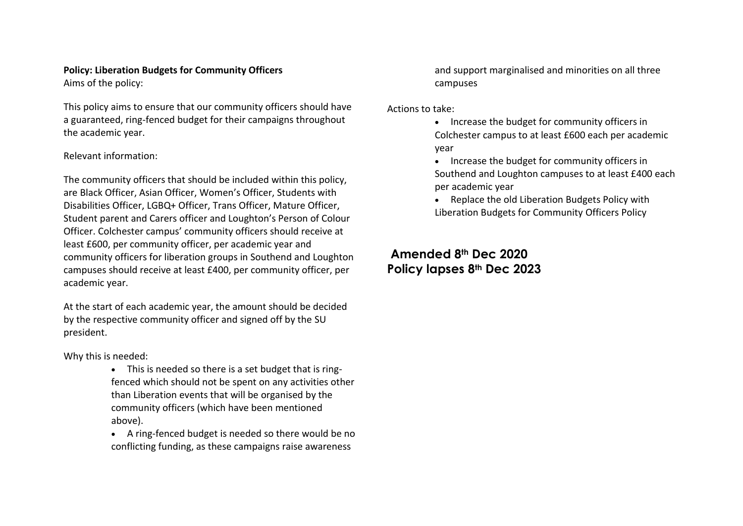**Policy: Liberation Budgets for Community Officers**

Aims of the policy:

This policy aims to ensure that our community officers should have a guaranteed, ring-fenced budget for their campaigns throughout the academic year.

Relevant information:

The community officers that should be included within this policy, are Black Officer, Asian Officer, Women's Officer, Students with Disabilities Officer, LGBQ+ Officer, Trans Officer, Mature Officer, Student parent and Carers officer and Loughton's Person of Colour Officer. Colchester campus' community officers should receive at least £600, per community officer, per academic year and community officers for liberation groups in Southend and Loughton campuses should receive at least £400, per community officer, per academic year.

At the start of each academic year, the amount should be decided by the respective community officer and signed off by the SU president.

Why this is needed:

- This is needed so there is a set budget that is ring-fenced which should not be spent on any activities other than Liberation events that will be organised by the community officers (which have been mentioned above).
- A ring-fenced budget is needed so there would be no conflicting funding, as these campaigns raise awareness and support marginalised and minorities on all three campuses

Actions to take:

- Increase the budget for community officers in Colchester campus to at least £600 each per academic year
- Increase the budget for community officers in Southend and Loughton campuses to at least £400 each per academic year
- Replace the old Liberation Budgets Policy with Liberation Budgets for Community Officers Policy

**Amended 8th Dec 2020**
**Policy lapses 8th Dec 2023**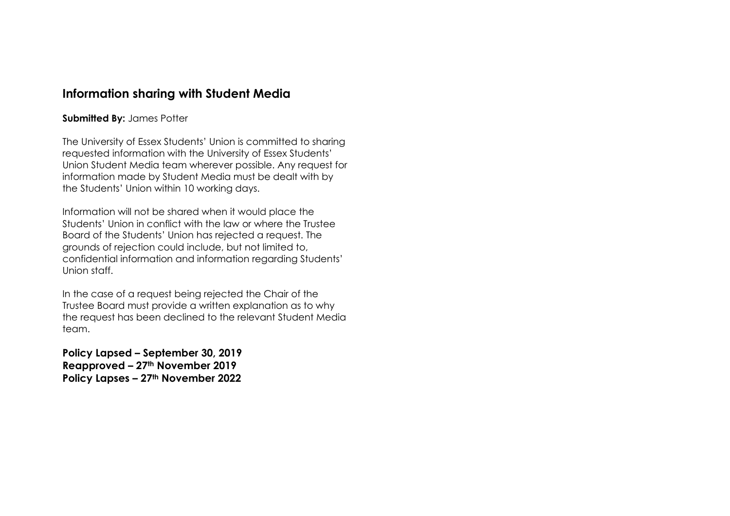## Information sharing with Student Media

**Submitted By:** James Potter

The University of Essex Students' Union is committed to sharing requested information with the University of Essex Students' Union Student Media team wherever possible. Any request for information made by Student Media must be dealt with by the Students' Union within 10 working days.

Information will not be shared when it would place the Students' Union in conflict with the law or where the Trustee Board of the Students' Union has rejected a request. The grounds of rejection could include, but not limited to, confidential information and information regarding Students' Union staff.

In the case of a request being rejected the Chair of the Trustee Board must provide a written explanation as to why the request has been declined to the relevant Student Media team.

**Policy Lapsed – September 30, 2019**
**Reapproved – 27th November 2019**
**Policy Lapses – 27th November 2022**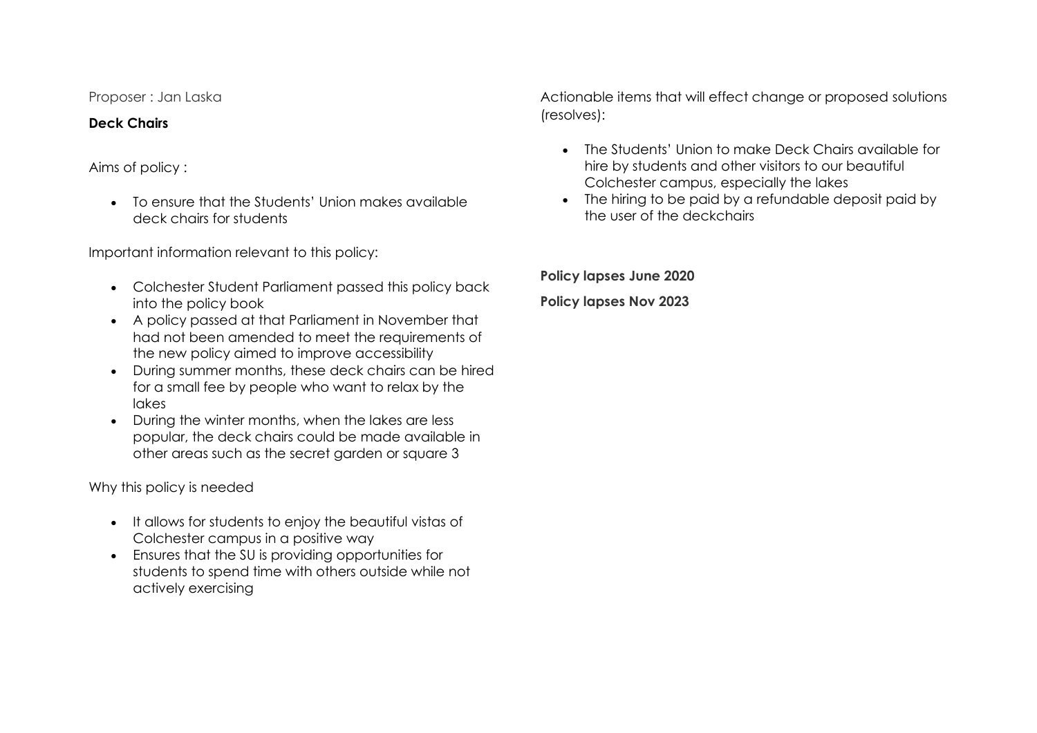Proposer : Jan Laska

**Deck Chairs**

Aims of policy :

- To ensure that the Students' Union makes available deck chairs for students

Important information relevant to this policy:

- Colchester Student Parliament passed this policy back into the policy book
- A policy passed at that Parliament in November that had not been amended to meet the requirements of the new policy aimed to improve accessibility
- During summer months, these deck chairs can be hired for a small fee by people who want to relax by the lakes
- During the winter months, when the lakes are less popular, the deck chairs could be made available in other areas such as the secret garden or square 3

Why this policy is needed

- It allows for students to enjoy the beautiful vistas of Colchester campus in a positive way
- Ensures that the SU is providing opportunities for students to spend time with others outside while not actively exercising

Actionable items that will effect change or proposed solutions (resolves):

- The Students' Union to make Deck Chairs available for hire by students and other visitors to our beautiful Colchester campus, especially the lakes
- The hiring to be paid by a refundable deposit paid by the user of the deckchairs

**Policy lapses June 2020**

**Policy lapses Nov 2023**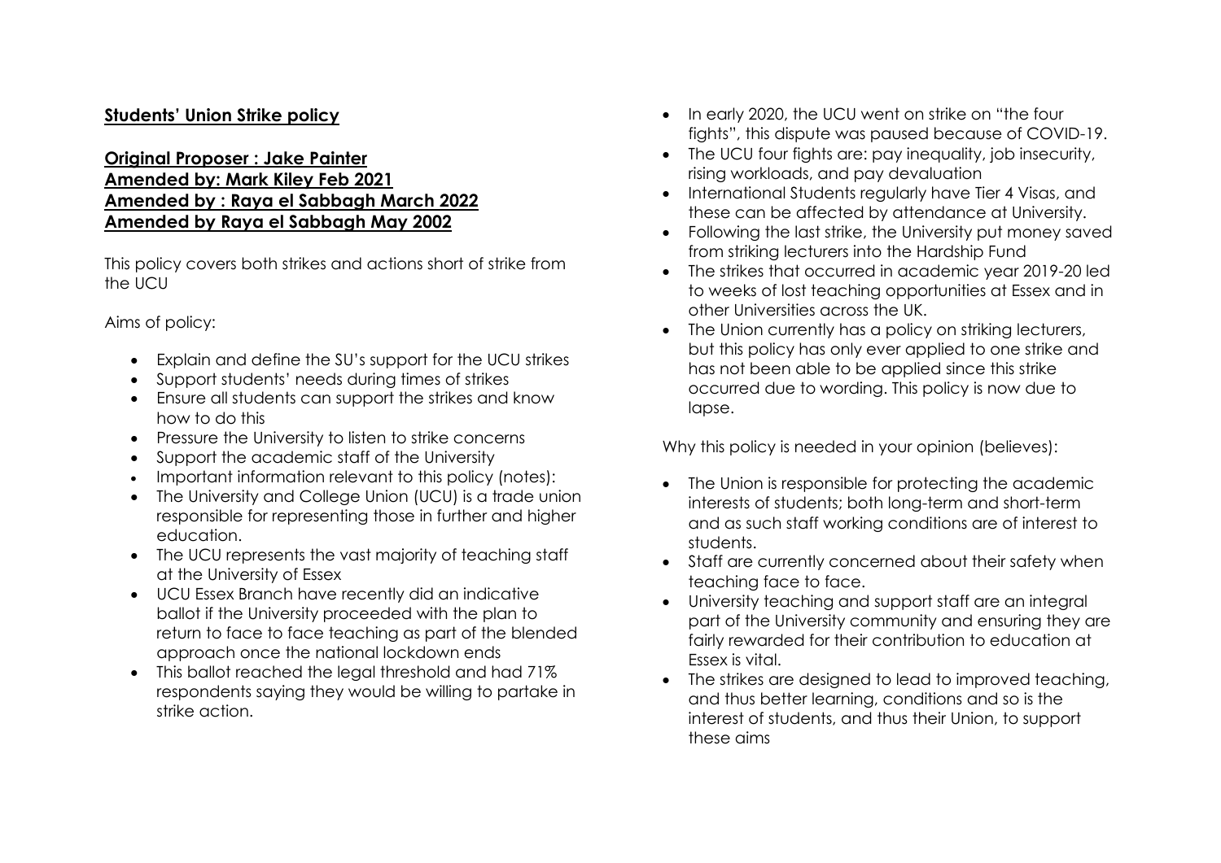**Students' Union Strike policy**

**Original Proposer : Jake Painter**
**Amended by: Mark Kiley Feb 2021**
**Amended by : Raya el Sabbagh March 2022**
**Amended by Raya el Sabbagh May 2002**

This policy covers both strikes and actions short of strike from the UCU

Aims of policy:

- Explain and define the SU's support for the UCU strikes
- Support students' needs during times of strikes
- Ensure all students can support the strikes and know how to do this
- Pressure the University to listen to strike concerns
- Support the academic staff of the University
- Important information relevant to this policy (notes):
- The University and College Union (UCU) is a trade union responsible for representing those in further and higher education.
- The UCU represents the vast majority of teaching staff at the University of Essex
- UCU Essex Branch have recently did an indicative ballot if the University proceeded with the plan to return to face to face teaching as part of the blended approach once the national lockdown ends
- This ballot reached the legal threshold and had 71% respondents saying they would be willing to partake in strike action.
- In early 2020, the UCU went on strike on "the four fights", this dispute was paused because of COVID-19.
- The UCU four fights are: pay inequality, job insecurity, rising workloads, and pay devaluation
- International Students regularly have Tier 4 Visas, and these can be affected by attendance at University.
- Following the last strike, the University put money saved from striking lecturers into the Hardship Fund
- The strikes that occurred in academic year 2019-20 led to weeks of lost teaching opportunities at Essex and in other Universities across the UK.
- The Union currently has a policy on striking lecturers, but this policy has only ever applied to one strike and has not been able to be applied since this strike occurred due to wording. This policy is now due to lapse.

Why this policy is needed in your opinion (believes):

- The Union is responsible for protecting the academic interests of students; both long-term and short-term and as such staff working conditions are of interest to students.
- Staff are currently concerned about their safety when teaching face to face.
- University teaching and support staff are an integral part of the University community and ensuring they are fairly rewarded for their contribution to education at Essex is vital.
- The strikes are designed to lead to improved teaching, and thus better learning, conditions and so is the interest of students, and thus their Union, to support these aims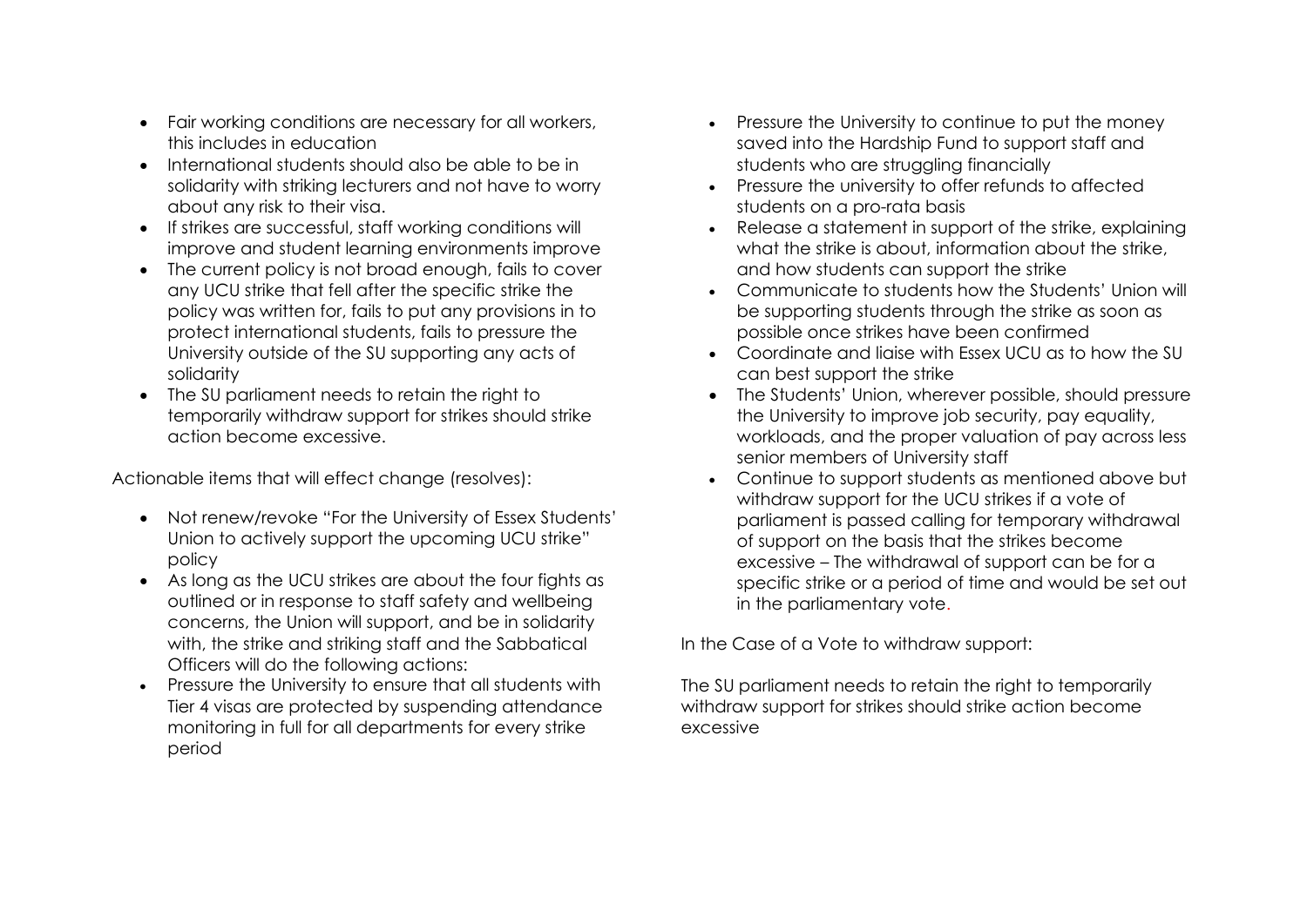- Fair working conditions are necessary for all workers, this includes in education
- International students should also be able to be in solidarity with striking lecturers and not have to worry about any risk to their visa.
- If strikes are successful, staff working conditions will improve and student learning environments improve
- The current policy is not broad enough, fails to cover any UCU strike that fell after the specific strike the policy was written for, fails to put any provisions in to protect international students, fails to pressure the University outside of the SU supporting any acts of solidarity
- The SU parliament needs to retain the right to temporarily withdraw support for strikes should strike action become excessive.

Actionable items that will effect change (resolves):

- Not renew/revoke "For the University of Essex Students' Union to actively support the upcoming UCU strike" policy
- As long as the UCU strikes are about the four fights as outlined or in response to staff safety and wellbeing concerns, the Union will support, and be in solidarity with, the strike and striking staff and the Sabbatical Officers will do the following actions:
- Pressure the University to ensure that all students with Tier 4 visas are protected by suspending attendance monitoring in full for all departments for every strike period
- Pressure the University to continue to put the money saved into the Hardship Fund to support staff and students who are struggling financially
- Pressure the university to offer refunds to affected students on a pro-rata basis
- Release a statement in support of the strike, explaining what the strike is about, information about the strike, and how students can support the strike
- Communicate to students how the Students' Union will be supporting students through the strike as soon as possible once strikes have been confirmed
- Coordinate and liaise with Essex UCU as to how the SU can best support the strike
- The Students' Union, wherever possible, should pressure the University to improve job security, pay equality, workloads, and the proper valuation of pay across less senior members of University staff
- Continue to support students as mentioned above but withdraw support for the UCU strikes if a vote of parliament is passed calling for temporary withdrawal of support on the basis that the strikes become excessive – The withdrawal of support can be for a specific strike or a period of time and would be set out in the parliamentary vote.

In the Case of a Vote to withdraw support:

The SU parliament needs to retain the right to temporarily withdraw support for strikes should strike action become excessive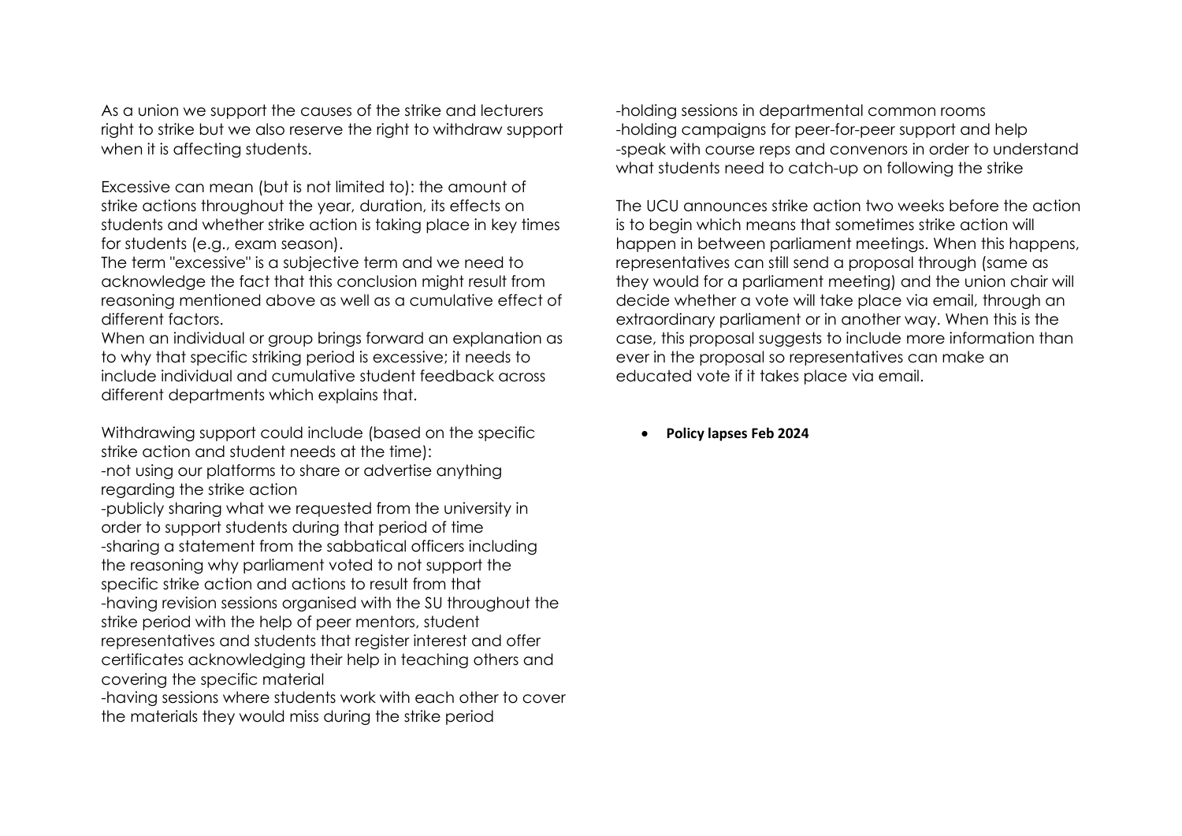As a union we support the causes of the strike and lecturers right to strike but we also reserve the right to withdraw support when it is affecting students.

Excessive can mean (but is not limited to): the amount of strike actions throughout the year, duration, its effects on students and whether strike action is taking place in key times for students (e.g., exam season).
The term "excessive" is a subjective term and we need to acknowledge the fact that this conclusion might result from reasoning mentioned above as well as a cumulative effect of different factors.
When an individual or group brings forward an explanation as to why that specific striking period is excessive; it needs to include individual and cumulative student feedback across different departments which explains that.

Withdrawing support could include (based on the specific strike action and student needs at the time):
-not using our platforms to share or advertise anything regarding the strike action
-publicly sharing what we requested from the university in order to support students during that period of time
-sharing a statement from the sabbatical officers including the reasoning why parliament voted to not support the specific strike action and actions to result from that
-having revision sessions organised with the SU throughout the strike period with the help of peer mentors, student representatives and students that register interest and offer certificates acknowledging their help in teaching others and covering the specific material
-having sessions where students work with each other to cover the materials they would miss during the strike period
-holding sessions in departmental common rooms
-holding campaigns for peer-for-peer support and help
-speak with course reps and convenors in order to understand what students need to catch-up on following the strike

The UCU announces strike action two weeks before the action is to begin which means that sometimes strike action will happen in between parliament meetings. When this happens, representatives can still send a proposal through (same as they would for a parliament meeting) and the union chair will decide whether a vote will take place via email, through an extraordinary parliament or in another way. When this is the case, this proposal suggests to include more information than ever in the proposal so representatives can make an educated vote if it takes place via email.

- **Policy lapses Feb 2024**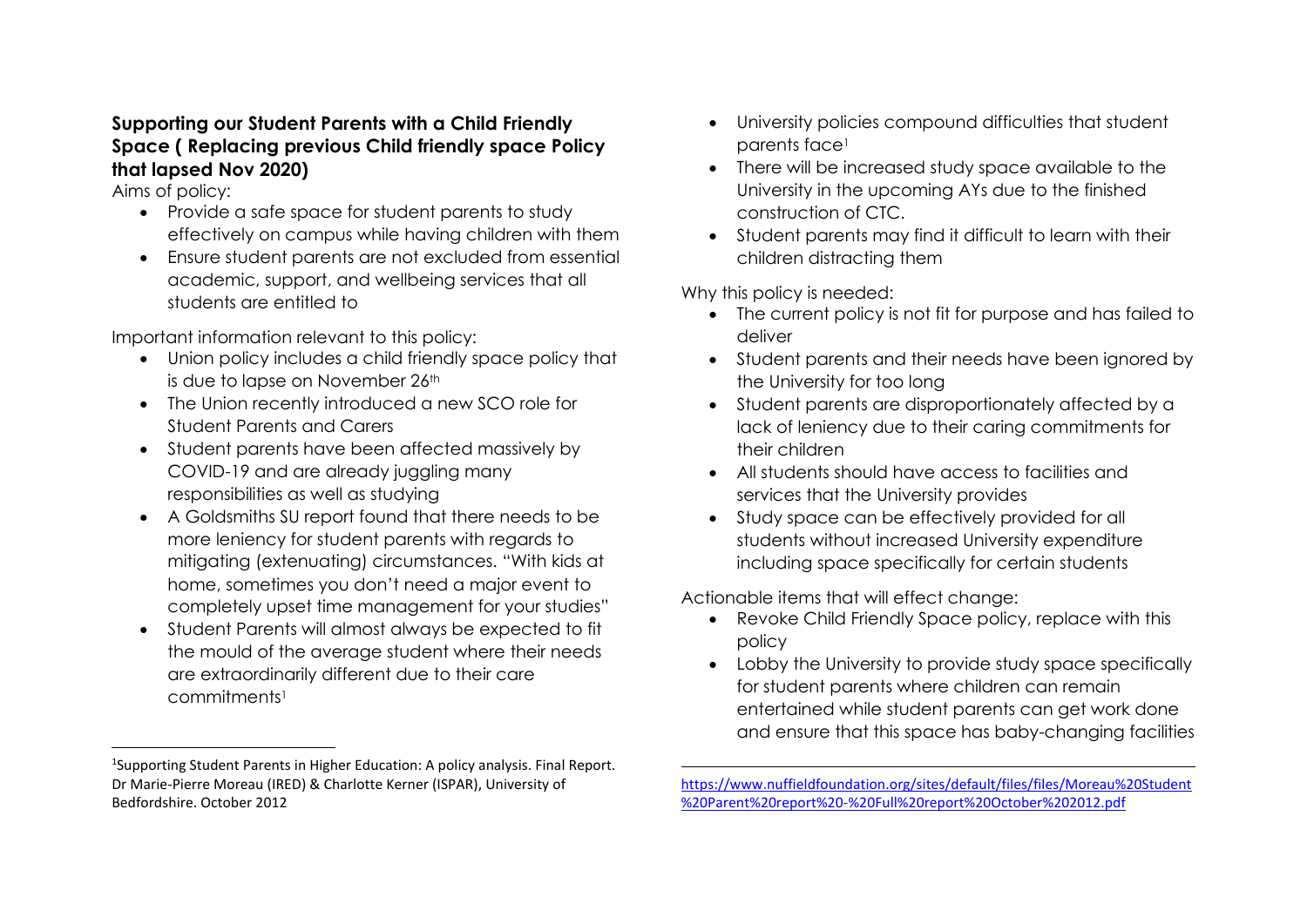**Supporting our Student Parents with a Child Friendly Space ( Replacing previous Child friendly space Policy that lapsed Nov 2020)**

Aims of policy:

- Provide a safe space for student parents to study effectively on campus while having children with them
- Ensure student parents are not excluded from essential academic, support, and wellbeing services that all students are entitled to

Important information relevant to this policy:

- Union policy includes a child friendly space policy that is due to lapse on November 26th
- The Union recently introduced a new SCO role for Student Parents and Carers
- Student parents have been affected massively by COVID-19 and are already juggling many responsibilities as well as studying
- A Goldsmiths SU report found that there needs to be more leniency for student parents with regards to mitigating (extenuating) circumstances. "With kids at home, sometimes you don't need a major event to completely upset time management for your studies"
- Student Parents will almost always be expected to fit the mould of the average student where their needs are extraordinarily different due to their care commitments[1]
- University policies compound difficulties that student parents face[1]
- There will be increased study space available to the University in the upcoming AYs due to the finished construction of CTC.
- Student parents may find it difficult to learn with their children distracting them

Why this policy is needed:

- The current policy is not fit for purpose and has failed to deliver
- Student parents and their needs have been ignored by the University for too long
- Student parents are disproportionately affected by a lack of leniency due to their caring commitments for their children
- All students should have access to facilities and services that the University provides
- Study space can be effectively provided for all students without increased University expenditure including space specifically for certain students

Actionable items that will effect change:

- Revoke Child Friendly Space policy, replace with this policy
- Lobby the University to provide study space specifically for student parents where children can remain entertained while student parents can get work done and ensure that this space has baby-changing facilities

---

[1] Supporting Student Parents in Higher Education: A policy analysis. Final Report. Dr Marie-Pierre Moreau (IRED) & Charlotte Kerner (ISPAR), University of Bedfordshire. October 2012 https://www.nuffieldfoundation.org/sites/default/files/files/Moreau%20Student%20Parent%20report%20-%20Full%20report%20October%202012.pdf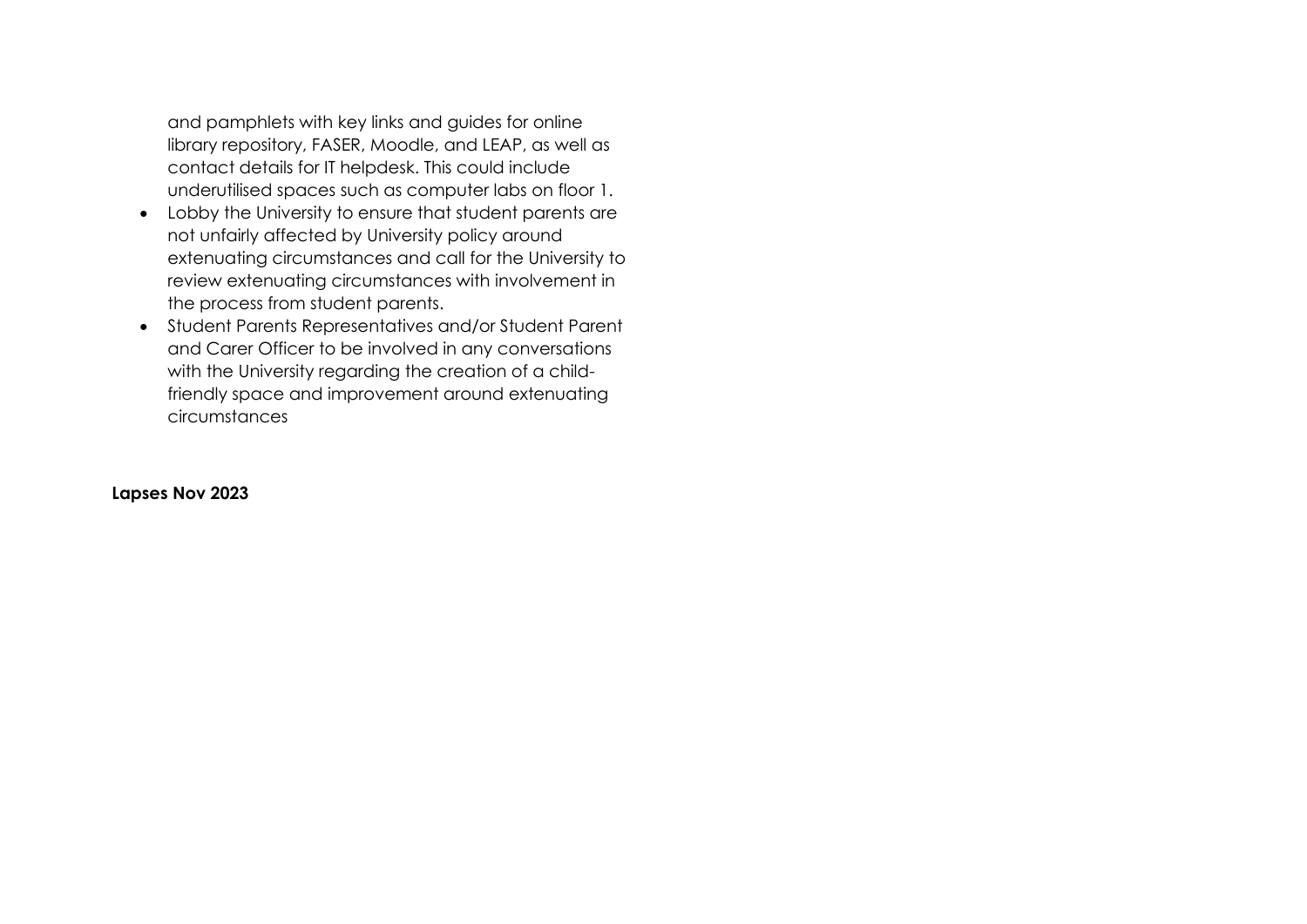and pamphlets with key links and guides for online library repository, FASER, Moodle, and LEAP, as well as contact details for IT helpdesk. This could include underutilised spaces such as computer labs on floor 1.

- Lobby the University to ensure that student parents are not unfairly affected by University policy around extenuating circumstances and call for the University to review extenuating circumstances with involvement in the process from student parents.
- Student Parents Representatives and/or Student Parent and Carer Officer to be involved in any conversations with the University regarding the creation of a child-friendly space and improvement around extenuating circumstances

**Lapses Nov 2023**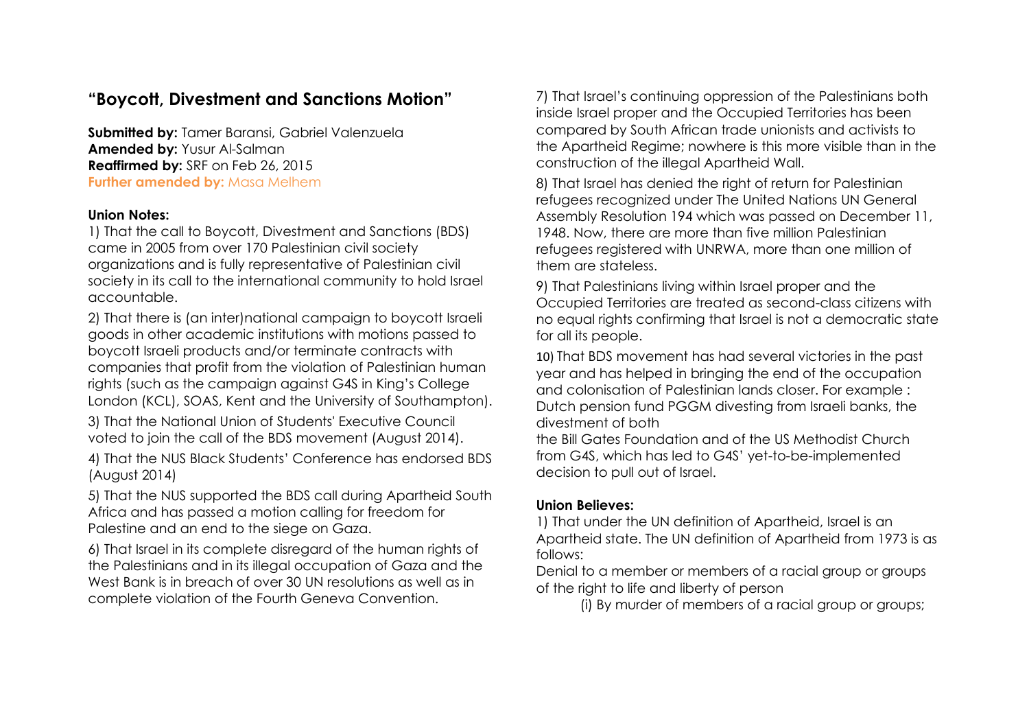## "Boycott, Divestment and Sanctions Motion"

**Submitted by:** Tamer Baransi, Gabriel Valenzuela
**Amended by:** Yusur Al-Salman
**Reaffirmed by:** SRF on Feb 26, 2015
**Further amended by:** Masa Melhem

**Union Notes:**

1) That the call to Boycott, Divestment and Sanctions (BDS) came in 2005 from over 170 Palestinian civil society organizations and is fully representative of Palestinian civil society in its call to the international community to hold Israel accountable.

2) That there is (an inter)national campaign to boycott Israeli goods in other academic institutions with motions passed to boycott Israeli products and/or terminate contracts with companies that profit from the violation of Palestinian human rights (such as the campaign against G4S in King's College London (KCL), SOAS, Kent and the University of Southampton).

3) That the National Union of Students' Executive Council voted to join the call of the BDS movement (August 2014).

4) That the NUS Black Students' Conference has endorsed BDS (August 2014)

5) That the NUS supported the BDS call during Apartheid South Africa and has passed a motion calling for freedom for Palestine and an end to the siege on Gaza.

6) That Israel in its complete disregard of the human rights of the Palestinians and in its illegal occupation of Gaza and the West Bank is in breach of over 30 UN resolutions as well as in complete violation of the Fourth Geneva Convention.

7) That Israel's continuing oppression of the Palestinians both inside Israel proper and the Occupied Territories has been compared by South African trade unionists and activists to the Apartheid Regime; nowhere is this more visible than in the construction of the illegal Apartheid Wall.

8) That Israel has denied the right of return for Palestinian refugees recognized under The United Nations UN General Assembly Resolution 194 which was passed on December 11, 1948. Now, there are more than five million Palestinian refugees registered with UNRWA, more than one million of them are stateless.

9) That Palestinians living within Israel proper and the Occupied Territories are treated as second-class citizens with no equal rights confirming that Israel is not a democratic state for all its people.

10) That BDS movement has had several victories in the past year and has helped in bringing the end of the occupation and colonisation of Palestinian lands closer. For example : Dutch pension fund PGGM divesting from Israeli banks, the divestment of both the Bill Gates Foundation and of the US Methodist Church from G4S, which has led to G4S' yet-to-be-implemented decision to pull out of Israel.

**Union Believes:**

1) That under the UN definition of Apartheid, Israel is an Apartheid state. The UN definition of Apartheid from 1973 is as follows:

Denial to a member or members of a racial group or groups of the right to life and liberty of person

(i) By murder of members of a racial group or groups;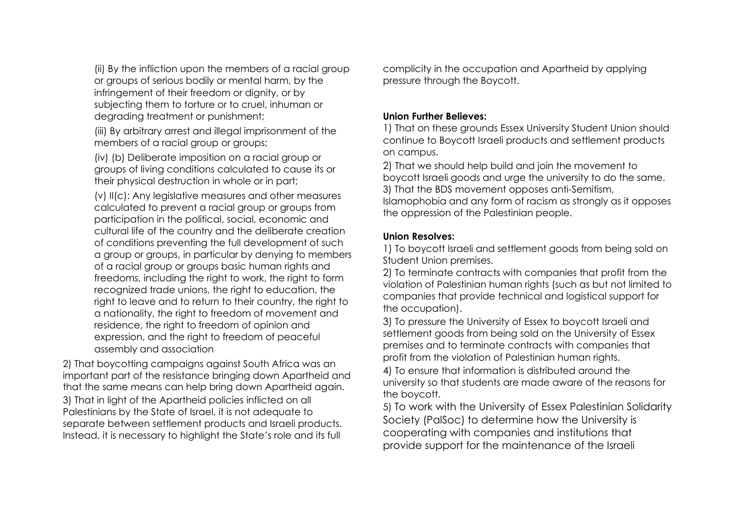(ii) By the infliction upon the members of a racial group or groups of serious bodily or mental harm, by the infringement of their freedom or dignity, or by subjecting them to torture or to cruel, inhuman or degrading treatment or punishment;

(iii) By arbitrary arrest and illegal imprisonment of the members of a racial group or groups;

(iv) (b) Deliberate imposition on a racial group or groups of living conditions calculated to cause its or their physical destruction in whole or in part;

(v) II(c): Any legislative measures and other measures calculated to prevent a racial group or groups from participation in the political, social, economic and cultural life of the country and the deliberate creation of conditions preventing the full development of such a group or groups, in particular by denying to members of a racial group or groups basic human rights and freedoms, including the right to work, the right to form recognized trade unions, the right to education, the right to leave and to return to their country, the right to a nationality, the right to freedom of movement and residence, the right to freedom of opinion and expression, and the right to freedom of peaceful assembly and association

2) That boycotting campaigns against South Africa was an important part of the resistance bringing down Apartheid and that the same means can help bring down Apartheid again.
3) That in light of the Apartheid policies inflicted on all Palestinians by the State of Israel, it is not adequate to separate between settlement products and Israeli products. Instead, it is necessary to highlight the State's role and its full complicity in the occupation and Apartheid by applying pressure through the Boycott.

**Union Further Believes:**

1) That on these grounds Essex University Student Union should continue to Boycott Israeli products and settlement products on campus.
2) That we should help build and join the movement to boycott Israeli goods and urge the university to do the same.
3) That the BDS movement opposes anti-Semitism, Islamophobia and any form of racism as strongly as it opposes the oppression of the Palestinian people.

**Union Resolves:**

1) To boycott Israeli and settlement goods from being sold on Student Union premises.
2) To terminate contracts with companies that profit from the violation of Palestinian human rights (such as but not limited to companies that provide technical and logistical support for the occupation).
3) To pressure the University of Essex to boycott Israeli and settlement goods from being sold on the University of Essex premises and to terminate contracts with companies that profit from the violation of Palestinian human rights.
4) To ensure that information is distributed around the university so that students are made aware of the reasons for the boycott.
5) To work with the University of Essex Palestinian Solidarity Society (PalSoc) to determine how the University is cooperating with companies and institutions that provide support for the maintenance of the Israeli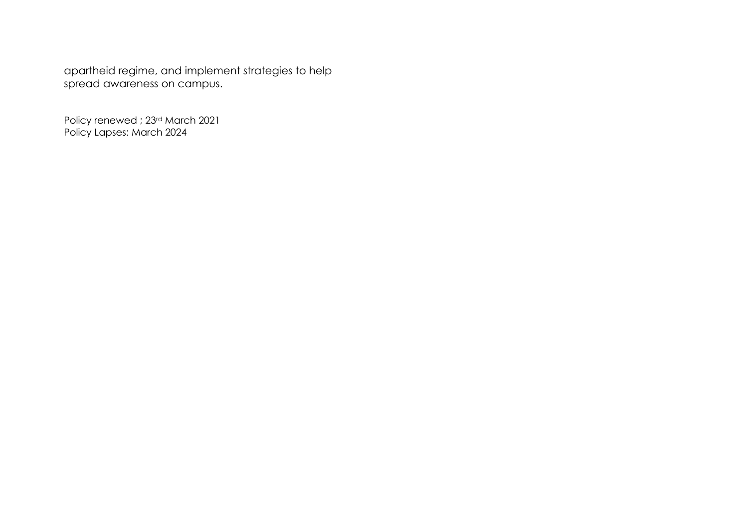apartheid regime, and implement strategies to help spread awareness on campus.

Policy renewed ; 23rd March 2021
Policy Lapses: March 2024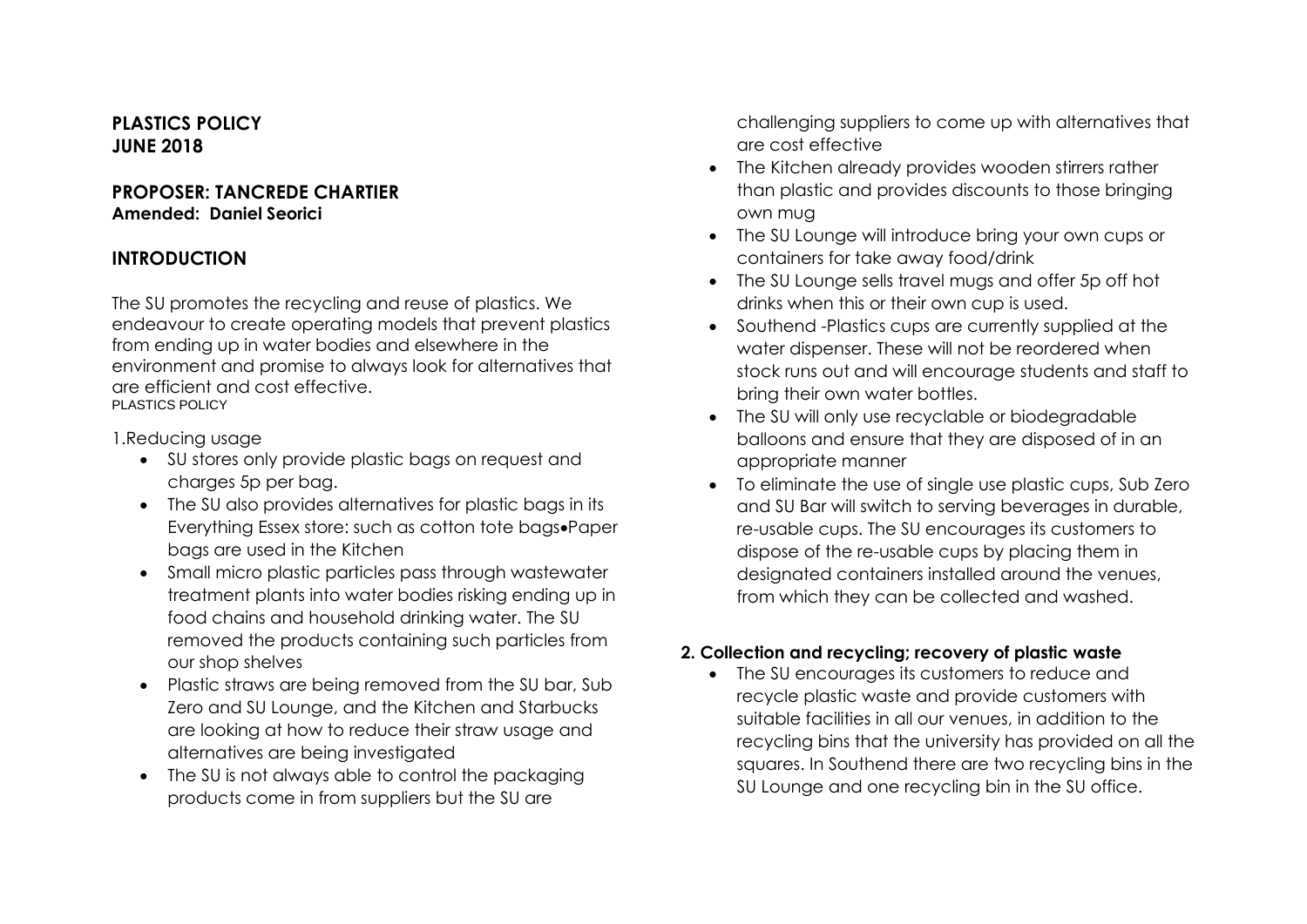**PLASTICS POLICY**
**JUNE 2018**

**PROPOSER: TANCREDE CHARTIER**
**Amended: Daniel Seorici**

## INTRODUCTION

The SU promotes the recycling and reuse of plastics. We endeavour to create operating models that prevent plastics from ending up in water bodies and elsewhere in the environment and promise to always look for alternatives that are efficient and cost effective.
PLASTICS POLICY

1.Reducing usage

- SU stores only provide plastic bags on request and charges 5p per bag.
- The SU also provides alternatives for plastic bags in its Everything Essex store: such as cotton tote bags•Paper bags are used in the Kitchen
- Small micro plastic particles pass through wastewater treatment plants into water bodies risking ending up in food chains and household drinking water. The SU removed the products containing such particles from our shop shelves
- Plastic straws are being removed from the SU bar, Sub Zero and SU Lounge, and the Kitchen and Starbucks are looking at how to reduce their straw usage and alternatives are being investigated
- The SU is not always able to control the packaging products come in from suppliers but the SU are challenging suppliers to come up with alternatives that are cost effective
- The Kitchen already provides wooden stirrers rather than plastic and provides discounts to those bringing own mug
- The SU Lounge will introduce bring your own cups or containers for take away food/drink
- The SU Lounge sells travel mugs and offer 5p off hot drinks when this or their own cup is used.
- Southend -Plastics cups are currently supplied at the water dispenser. These will not be reordered when stock runs out and will encourage students and staff to bring their own water bottles.
- The SU will only use recyclable or biodegradable balloons and ensure that they are disposed of in an appropriate manner
- To eliminate the use of single use plastic cups, Sub Zero and SU Bar will switch to serving beverages in durable, re-usable cups. The SU encourages its customers to dispose of the re-usable cups by placing them in designated containers installed around the venues, from which they can be collected and washed.

**2. Collection and recycling; recovery of plastic waste**

- The SU encourages its customers to reduce and recycle plastic waste and provide customers with suitable facilities in all our venues, in addition to the recycling bins that the university has provided on all the squares. In Southend there are two recycling bins in the SU Lounge and one recycling bin in the SU office.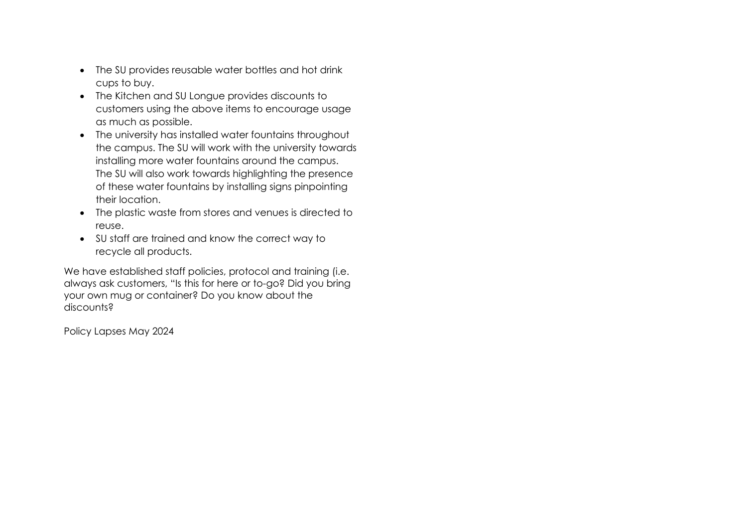- The SU provides reusable water bottles and hot drink cups to buy.
- The Kitchen and SU Longue provides discounts to customers using the above items to encourage usage as much as possible.
- The university has installed water fountains throughout the campus. The SU will work with the university towards installing more water fountains around the campus. The SU will also work towards highlighting the presence of these water fountains by installing signs pinpointing their location.
- The plastic waste from stores and venues is directed to reuse.
- SU staff are trained and know the correct way to recycle all products.

We have established staff policies, protocol and training (i.e. always ask customers, "Is this for here or to-go? Did you bring your own mug or container? Do you know about the discounts?

Policy Lapses May 2024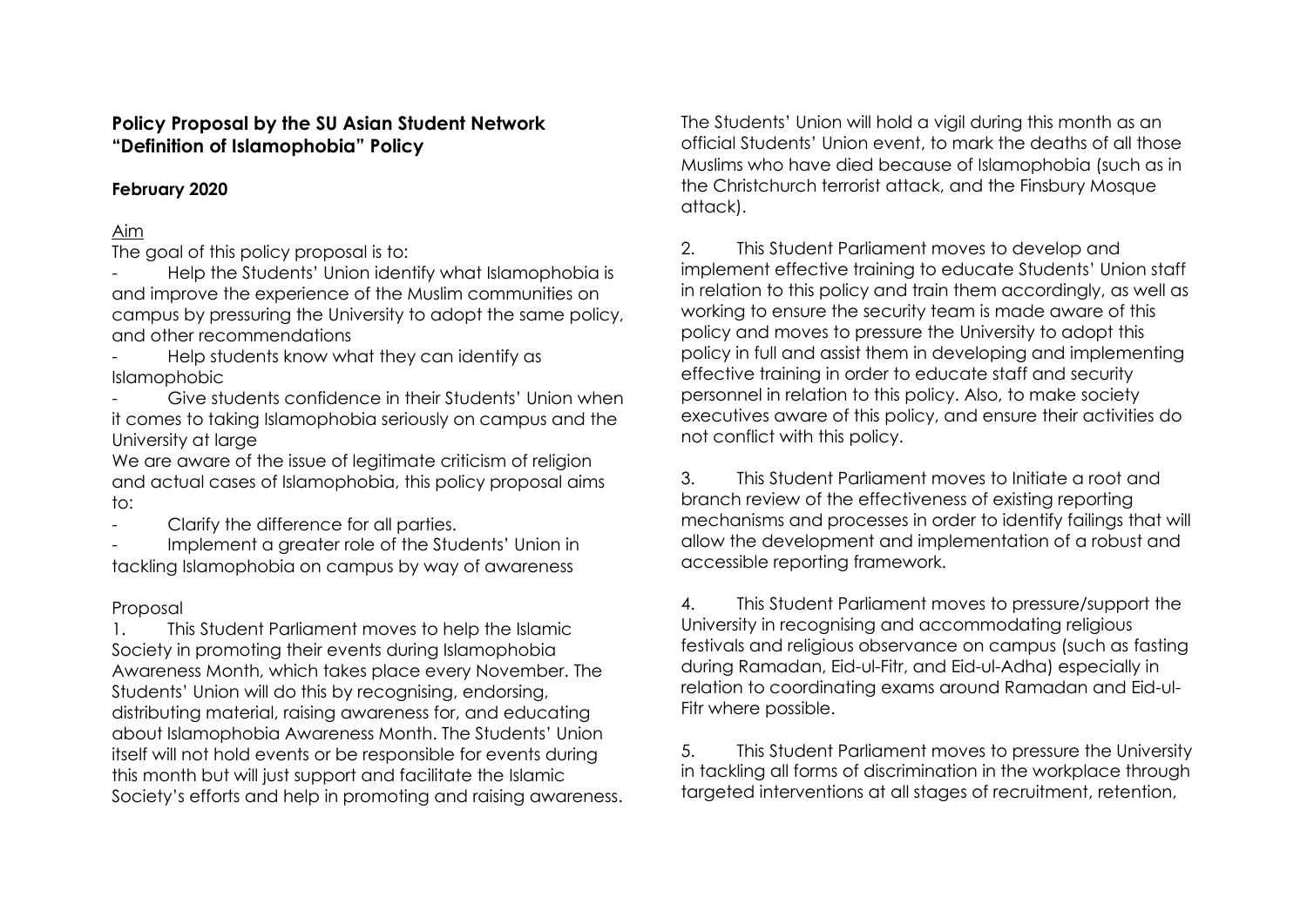**Policy Proposal by the SU Asian Student Network**
**"Definition of Islamophobia" Policy**

**February 2020**

Aim

The goal of this policy proposal is to:

- Help the Students' Union identify what Islamophobia is and improve the experience of the Muslim communities on campus by pressuring the University to adopt the same policy, and other recommendations
- Help students know what they can identify as Islamophobic
- Give students confidence in their Students' Union when it comes to taking Islamophobia seriously on campus and the University at large

We are aware of the issue of legitimate criticism of religion and actual cases of Islamophobia, this policy proposal aims to:

- Clarify the difference for all parties.
- Implement a greater role of the Students' Union in tackling Islamophobia on campus by way of awareness

Proposal

1. This Student Parliament moves to help the Islamic Society in promoting their events during Islamophobia Awareness Month, which takes place every November. The Students' Union will do this by recognising, endorsing, distributing material, raising awareness for, and educating about Islamophobia Awareness Month. The Students' Union itself will not hold events or be responsible for events during this month but will just support and facilitate the Islamic Society's efforts and help in promoting and raising awareness. The Students' Union will hold a vigil during this month as an official Students' Union event, to mark the deaths of all those Muslims who have died because of Islamophobia (such as in the Christchurch terrorist attack, and the Finsbury Mosque attack).

2. This Student Parliament moves to develop and implement effective training to educate Students' Union staff in relation to this policy and train them accordingly, as well as working to ensure the security team is made aware of this policy and moves to pressure the University to adopt this policy in full and assist them in developing and implementing effective training in order to educate staff and security personnel in relation to this policy. Also, to make society executives aware of this policy, and ensure their activities do not conflict with this policy.

3. This Student Parliament moves to Initiate a root and branch review of the effectiveness of existing reporting mechanisms and processes in order to identify failings that will allow the development and implementation of a robust and accessible reporting framework.

4. This Student Parliament moves to pressure/support the University in recognising and accommodating religious festivals and religious observance on campus (such as fasting during Ramadan, Eid-ul-Fitr, and Eid-ul-Adha) especially in relation to coordinating exams around Ramadan and Eid-ul-Fitr where possible.

5. This Student Parliament moves to pressure the University in tackling all forms of discrimination in the workplace through targeted interventions at all stages of recruitment, retention,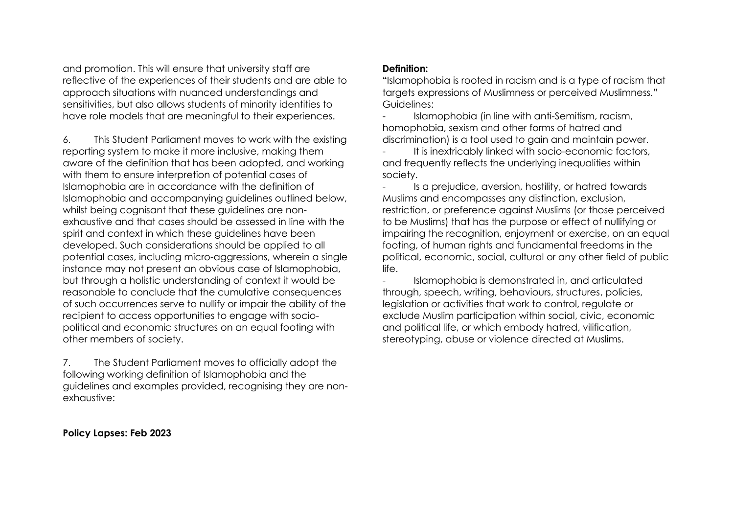and promotion. This will ensure that university staff are reflective of the experiences of their students and are able to approach situations with nuanced understandings and sensitivities, but also allows students of minority identities to have role models that are meaningful to their experiences.

6. This Student Parliament moves to work with the existing reporting system to make it more inclusive, making them aware of the definition that has been adopted, and working with them to ensure interpretion of potential cases of Islamophobia are in accordance with the definition of Islamophobia and accompanying guidelines outlined below, whilst being cognisant that these guidelines are non-exhaustive and that cases should be assessed in line with the spirit and context in which these guidelines have been developed. Such considerations should be applied to all potential cases, including micro-aggressions, wherein a single instance may not present an obvious case of Islamophobia, but through a holistic understanding of context it would be reasonable to conclude that the cumulative consequences of such occurrences serve to nullify or impair the ability of the recipient to access opportunities to engage with socio-political and economic structures on an equal footing with other members of society.

7. The Student Parliament moves to officially adopt the following working definition of Islamophobia and the guidelines and examples provided, recognising they are non-exhaustive:

**Definition:**
"Islamophobia is rooted in racism and is a type of racism that targets expressions of Muslimness or perceived Muslimness."
Guidelines:

- Islamophobia (in line with anti-Semitism, racism, homophobia, sexism and other forms of hatred and discrimination) is a tool used to gain and maintain power.
- It is inextricably linked with socio-economic factors, and frequently reflects the underlying inequalities within society.
- Is a prejudice, aversion, hostility, or hatred towards Muslims and encompasses any distinction, exclusion, restriction, or preference against Muslims (or those perceived to be Muslims) that has the purpose or effect of nullifying or impairing the recognition, enjoyment or exercise, on an equal footing, of human rights and fundamental freedoms in the political, economic, social, cultural or any other field of public life.
- Islamophobia is demonstrated in, and articulated through, speech, writing, behaviours, structures, policies, legislation or activities that work to control, regulate or exclude Muslim participation within social, civic, economic and political life, or which embody hatred, vilification, stereotyping, abuse or violence directed at Muslims.

**Policy Lapses: Feb 2023**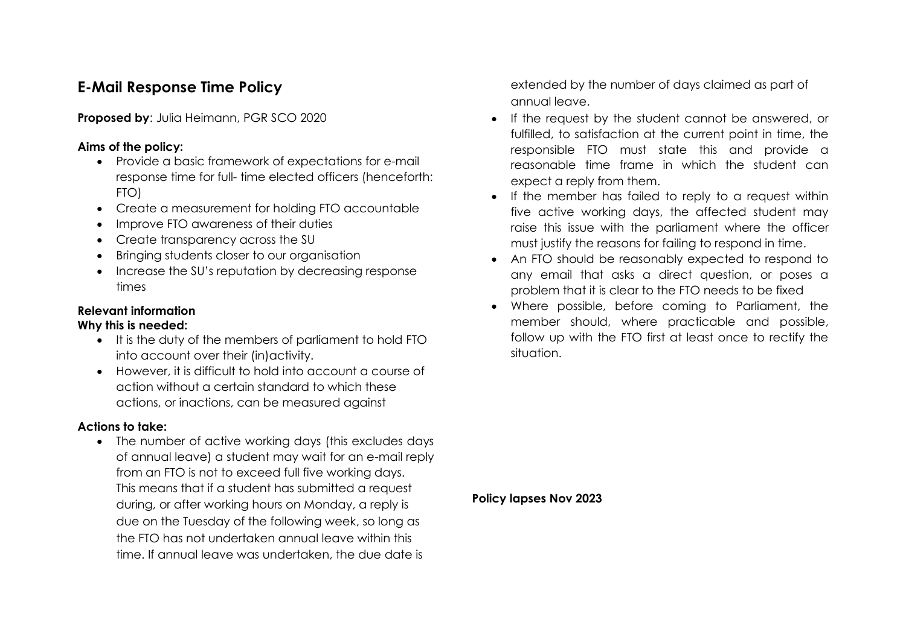## E-Mail Response Time Policy

**Proposed by**: Julia Heimann, PGR SCO 2020

**Aims of the policy:**

- Provide a basic framework of expectations for e-mail response time for full- time elected officers (henceforth: FTO)
- Create a measurement for holding FTO accountable
- Improve FTO awareness of their duties
- Create transparency across the SU
- Bringing students closer to our organisation
- Increase the SU's reputation by decreasing response times

**Relevant information**

**Why this is needed:**

- It is the duty of the members of parliament to hold FTO into account over their (in)activity.
- However, it is difficult to hold into account a course of action without a certain standard to which these actions, or inactions, can be measured against

**Actions to take:**

- The number of active working days (this excludes days of annual leave) a student may wait for an e-mail reply from an FTO is not to exceed full five working days. This means that if a student has submitted a request during, or after working hours on Monday, a reply is due on the Tuesday of the following week, so long as the FTO has not undertaken annual leave within this time. If annual leave was undertaken, the due date is extended by the number of days claimed as part of annual leave.
- If the request by the student cannot be answered, or fulfilled, to satisfaction at the current point in time, the responsible FTO must state this and provide a reasonable time frame in which the student can expect a reply from them.
- If the member has failed to reply to a request within five active working days, the affected student may raise this issue with the parliament where the officer must justify the reasons for failing to respond in time.
- An FTO should be reasonably expected to respond to any email that asks a direct question, or poses a problem that it is clear to the FTO needs to be fixed
- Where possible, before coming to Parliament, the member should, where practicable and possible, follow up with the FTO first at least once to rectify the situation.

**Policy lapses Nov 2023**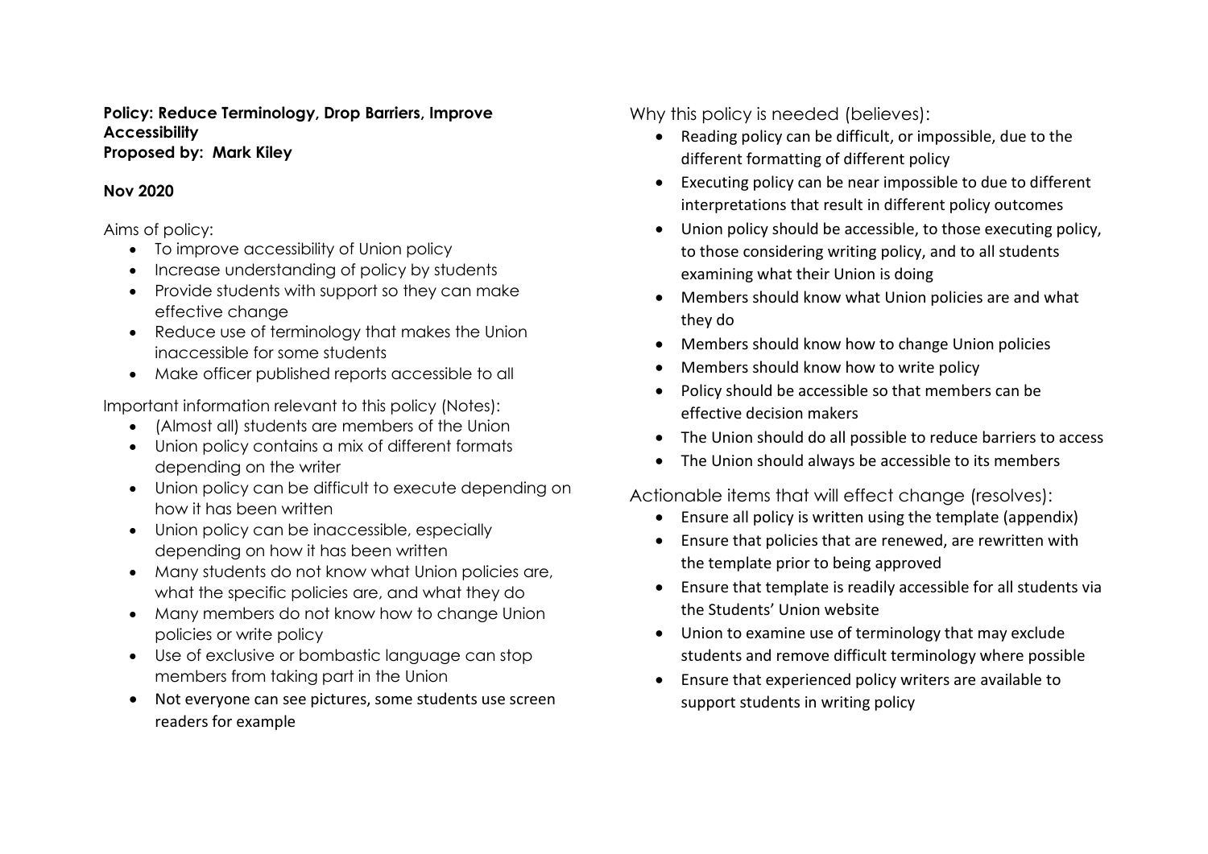**Policy: Reduce Terminology, Drop Barriers, Improve Accessibility**
**Proposed by: Mark Kiley**

**Nov 2020**

Aims of policy:

- To improve accessibility of Union policy
- Increase understanding of policy by students
- Provide students with support so they can make effective change
- Reduce use of terminology that makes the Union inaccessible for some students
- Make officer published reports accessible to all

Important information relevant to this policy (Notes):

- (Almost all) students are members of the Union
- Union policy contains a mix of different formats depending on the writer
- Union policy can be difficult to execute depending on how it has been written
- Union policy can be inaccessible, especially depending on how it has been written
- Many students do not know what Union policies are, what the specific policies are, and what they do
- Many members do not know how to change Union policies or write policy
- Use of exclusive or bombastic language can stop members from taking part in the Union
- Not everyone can see pictures, some students use screen readers for example

Why this policy is needed (believes):

- Reading policy can be difficult, or impossible, due to the different formatting of different policy
- Executing policy can be near impossible to due to different interpretations that result in different policy outcomes
- Union policy should be accessible, to those executing policy, to those considering writing policy, and to all students examining what their Union is doing
- Members should know what Union policies are and what they do
- Members should know how to change Union policies
- Members should know how to write policy
- Policy should be accessible so that members can be effective decision makers
- The Union should do all possible to reduce barriers to access
- The Union should always be accessible to its members

Actionable items that will effect change (resolves):

- Ensure all policy is written using the template (appendix)
- Ensure that policies that are renewed, are rewritten with the template prior to being approved
- Ensure that template is readily accessible for all students via the Students' Union website
- Union to examine use of terminology that may exclude students and remove difficult terminology where possible
- Ensure that experienced policy writers are available to support students in writing policy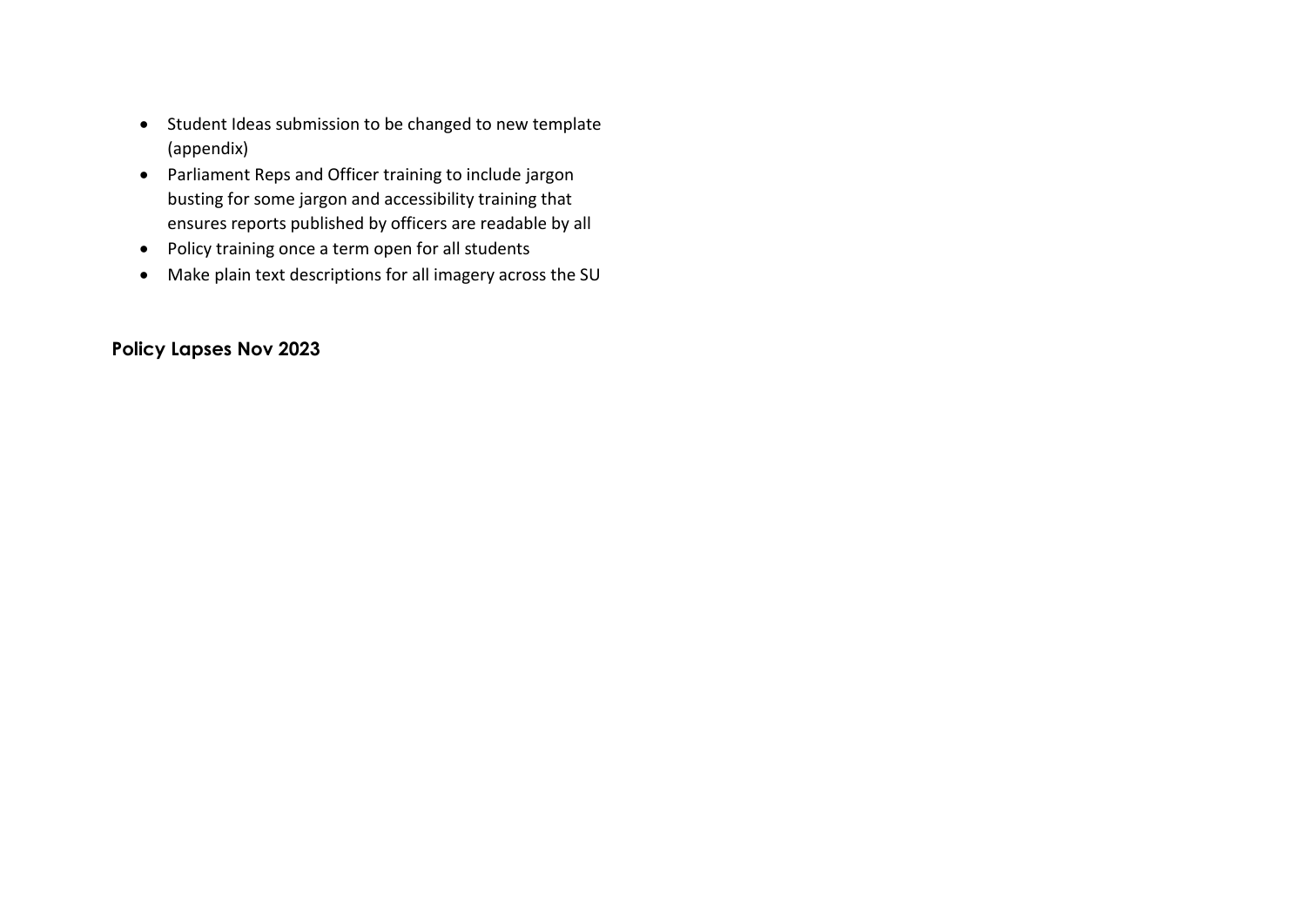- Student Ideas submission to be changed to new template (appendix)
- Parliament Reps and Officer training to include jargon busting for some jargon and accessibility training that ensures reports published by officers are readable by all
- Policy training once a term open for all students
- Make plain text descriptions for all imagery across the SU

## Policy Lapses Nov 2023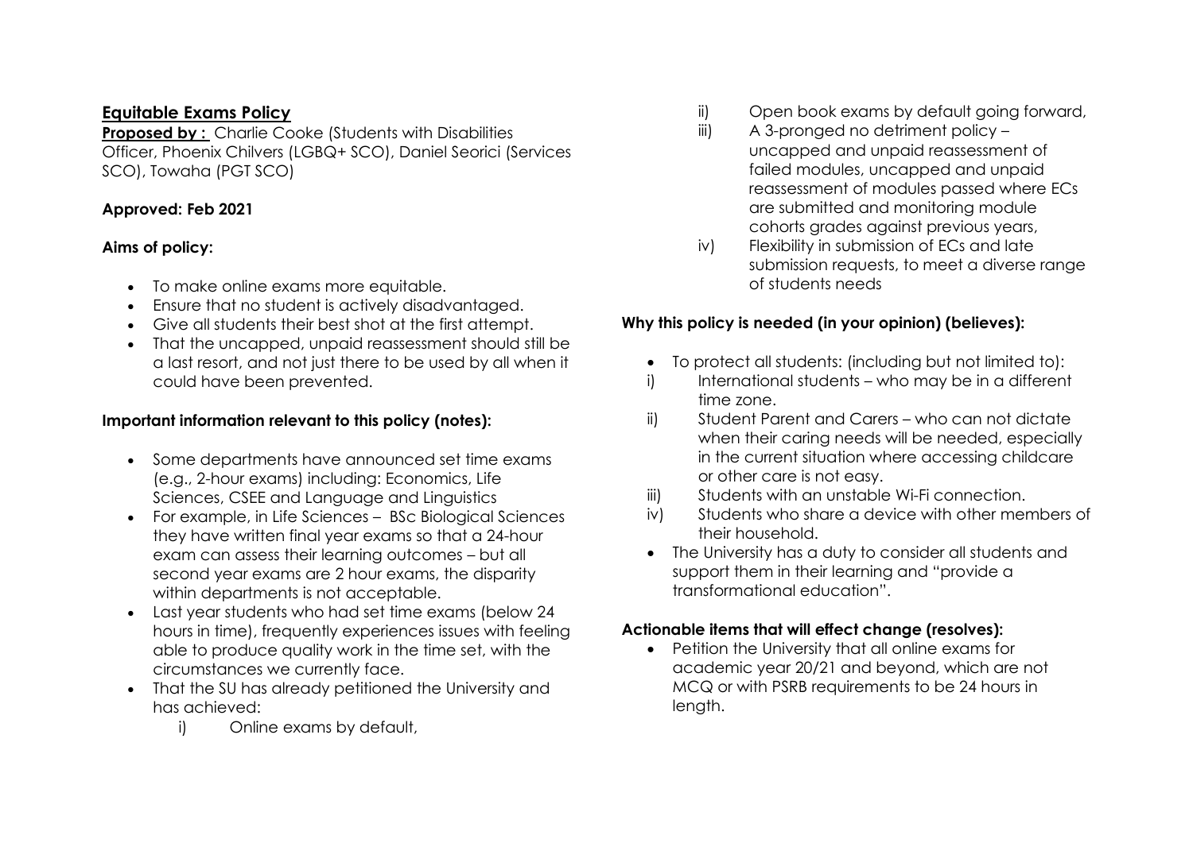## Equitable Exams Policy

**Proposed by :** Charlie Cooke (Students with Disabilities Officer, Phoenix Chilvers (LGBQ+ SCO), Daniel Seorici (Services SCO), Towaha (PGT SCO)

**Approved: Feb 2021**

**Aims of policy:**

- To make online exams more equitable.
- Ensure that no student is actively disadvantaged.
- Give all students their best shot at the first attempt.
- That the uncapped, unpaid reassessment should still be a last resort, and not just there to be used by all when it could have been prevented.

**Important information relevant to this policy (notes):**

- Some departments have announced set time exams (e.g., 2-hour exams) including: Economics, Life Sciences, CSEE and Language and Linguistics
- For example, in Life Sciences – BSc Biological Sciences they have written final year exams so that a 24-hour exam can assess their learning outcomes – but all second year exams are 2 hour exams, the disparity within departments is not acceptable.
- Last year students who had set time exams (below 24 hours in time), frequently experiences issues with feeling able to produce quality work in the time set, with the circumstances we currently face.
- That the SU has already petitioned the University and has achieved:
    - i) Online exams by default,
    - ii) Open book exams by default going forward,
    - iii) A 3-pronged no detriment policy – uncapped and unpaid reassessment of failed modules, uncapped and unpaid reassessment of modules passed where ECs are submitted and monitoring module cohorts grades against previous years,
    - iv) Flexibility in submission of ECs and late submission requests, to meet a diverse range of students needs

**Why this policy is needed (in your opinion) (believes):**

- To protect all students: (including but not limited to):
    - i) International students – who may be in a different time zone.
    - ii) Student Parent and Carers – who can not dictate when their caring needs will be needed, especially in the current situation where accessing childcare or other care is not easy.
    - iii) Students with an unstable Wi-Fi connection.
    - iv) Students who share a device with other members of their household.
- The University has a duty to consider all students and support them in their learning and "provide a transformational education".

**Actionable items that will effect change (resolves):**

- Petition the University that all online exams for academic year 20/21 and beyond, which are not MCQ or with PSRB requirements to be 24 hours in length.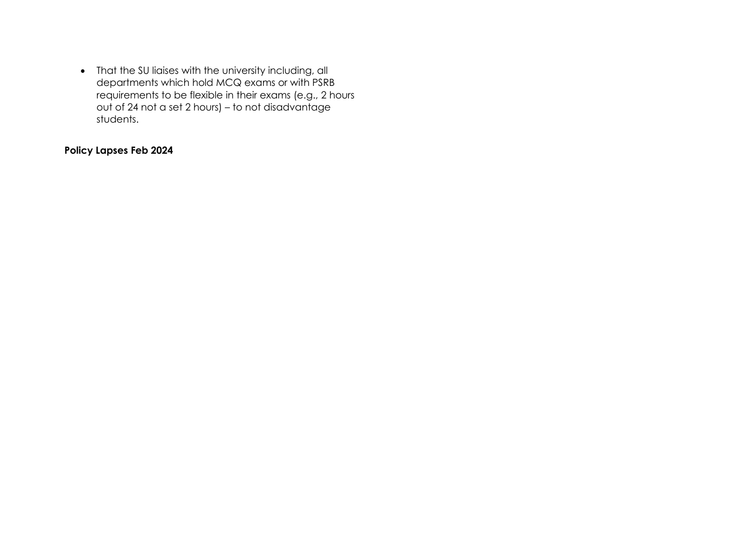- That the SU liaises with the university including, all departments which hold MCQ exams or with PSRB requirements to be flexible in their exams (e.g., 2 hours out of 24 not a set 2 hours) – to not disadvantage students.

**Policy Lapses Feb 2024**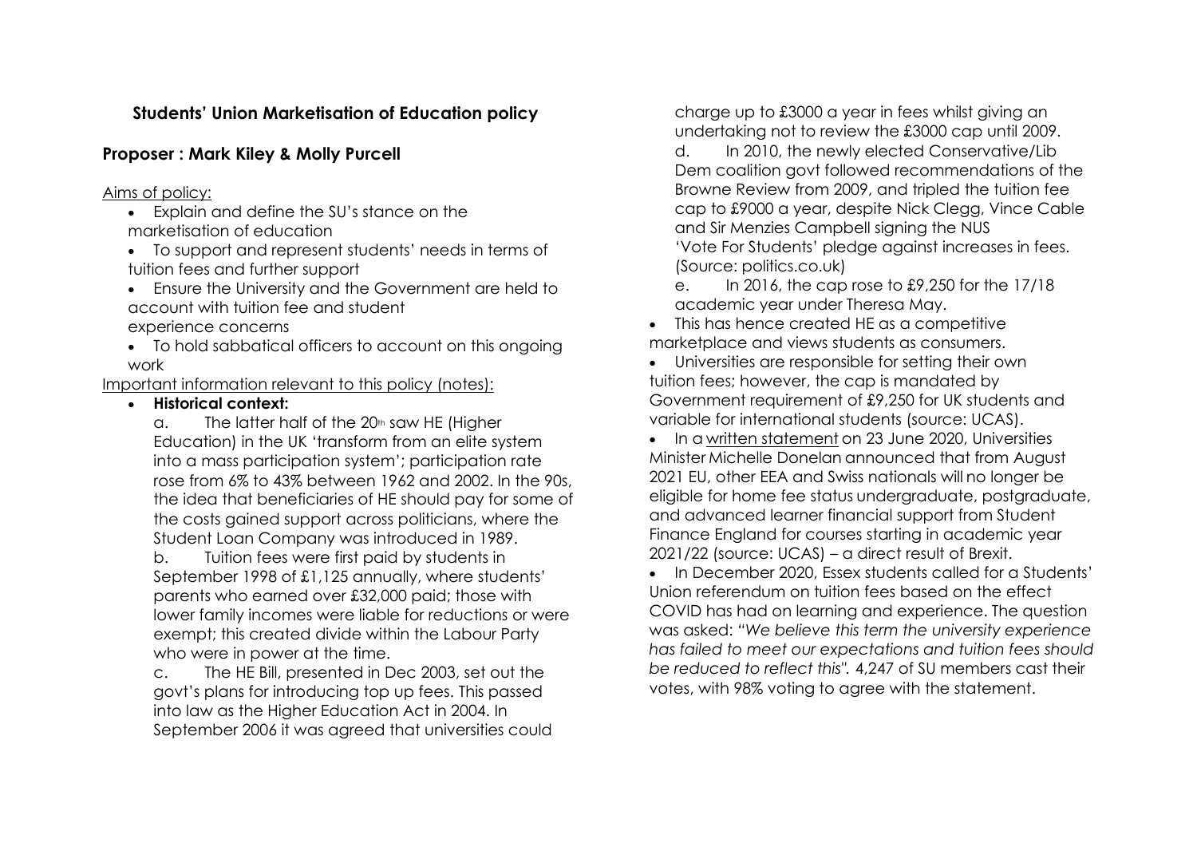## Students' Union Marketisation of Education policy

### Proposer : Mark Kiley & Molly Purcell

Aims of policy:

- Explain and define the SU's stance on the marketisation of education
- To support and represent students' needs in terms of tuition fees and further support
- Ensure the University and the Government are held to account with tuition fee and student experience concerns
- To hold sabbatical officers to account on this ongoing work

Important information relevant to this policy (notes):

- **Historical context:**

  a. The latter half of the 20th saw HE (Higher Education) in the UK 'transform from an elite system into a mass participation system'; participation rate rose from 6% to 43% between 1962 and 2002. In the 90s, the idea that beneficiaries of HE should pay for some of the costs gained support across politicians, where the Student Loan Company was introduced in 1989.

  b. Tuition fees were first paid by students in September 1998 of £1,125 annually, where students' parents who earned over £32,000 paid; those with lower family incomes were liable for reductions or were exempt; this created divide within the Labour Party who were in power at the time.

  c. The HE Bill, presented in Dec 2003, set out the govt's plans for introducing top up fees. This passed into law as the Higher Education Act in 2004. In September 2006 it was agreed that universities could charge up to £3000 a year in fees whilst giving an undertaking not to review the £3000 cap until 2009.

  d. In 2010, the newly elected Conservative/Lib Dem coalition govt followed recommendations of the Browne Review from 2009, and tripled the tuition fee cap to £9000 a year, despite Nick Clegg, Vince Cable and Sir Menzies Campbell signing the NUS 'Vote For Students' pledge against increases in fees. (Source: politics.co.uk)

  e. In 2016, the cap rose to £9,250 for the 17/18 academic year under Theresa May.

- This has hence created HE as a competitive marketplace and views students as consumers.
- Universities are responsible for setting their own tuition fees; however, the cap is mandated by Government requirement of £9,250 for UK students and variable for international students (source: UCAS).
- In a written statement on 23 June 2020, Universities Minister Michelle Donelan announced that from August 2021 EU, other EEA and Swiss nationals will no longer be eligible for home fee status undergraduate, postgraduate, and advanced learner financial support from Student Finance England for courses starting in academic year 2021/22 (source: UCAS) – a direct result of Brexit.
- In December 2020, Essex students called for a Students' Union referendum on tuition fees based on the effect COVID has had on learning and experience. The question was asked: *"We believe this term the university experience has failed to meet our expectations and tuition fees should be reduced to reflect this".* 4,247 of SU members cast their votes, with 98% voting to agree with the statement.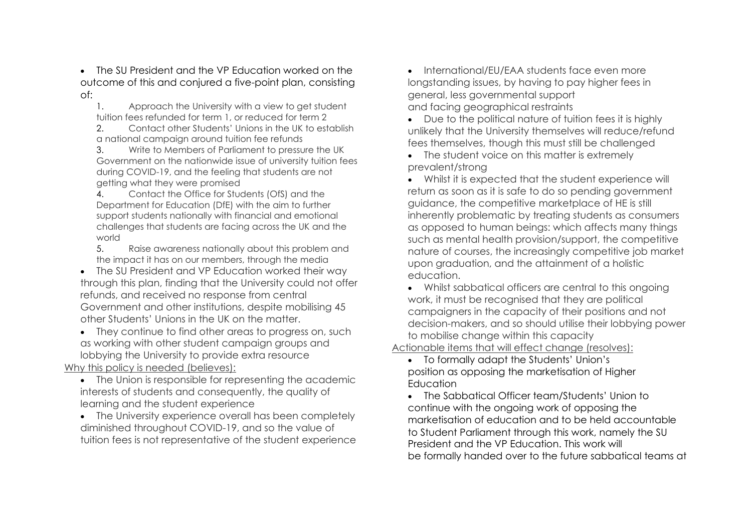- The SU President and the VP Education worked on the outcome of this and conjured a five-point plan, consisting of:
  1. Approach the University with a view to get student tuition fees refunded for term 1, or reduced for term 2
  2. Contact other Students' Unions in the UK to establish a national campaign around tuition fee refunds
  3. Write to Members of Parliament to pressure the UK Government on the nationwide issue of university tuition fees during COVID-19, and the feeling that students are not getting what they were promised
  4. Contact the Office for Students (OfS) and the Department for Education (DfE) with the aim to further support students nationally with financial and emotional challenges that students are facing across the UK and the world
  5. Raise awareness nationally about this problem and the impact it has on our members, through the media
- The SU President and VP Education worked their way through this plan, finding that the University could not offer refunds, and received no response from central Government and other institutions, despite mobilising 45 other Students' Unions in the UK on the matter.
- They continue to find other areas to progress on, such as working with other student campaign groups and lobbying the University to provide extra resource

<u>Why this policy is needed (believes):</u>

- The Union is responsible for representing the academic interests of students and consequently, the quality of learning and the student experience
- The University experience overall has been completely diminished throughout COVID-19, and so the value of tuition fees is not representative of the student experience
- International/EU/EAA students face even more longstanding issues, by having to pay higher fees in general, less governmental support and facing geographical restraints
- Due to the political nature of tuition fees it is highly unlikely that the University themselves will reduce/refund fees themselves, though this must still be challenged
- The student voice on this matter is extremely prevalent/strong
- Whilst it is expected that the student experience will return as soon as it is safe to do so pending government guidance, the competitive marketplace of HE is still inherently problematic by treating students as consumers as opposed to human beings: which affects many things such as mental health provision/support, the competitive nature of courses, the increasingly competitive job market upon graduation, and the attainment of a holistic education.
- Whilst sabbatical officers are central to this ongoing work, it must be recognised that they are political campaigners in the capacity of their positions and not decision-makers, and so should utilise their lobbying power to mobilise change within this capacity

<u>Actionable items that will effect change (resolves):</u>

- To formally adapt the Students' Union's position as opposing the marketisation of Higher Education
- The Sabbatical Officer team/Students' Union to continue with the ongoing work of opposing the marketisation of education and to be held accountable to Student Parliament through this work, namely the SU President and the VP Education. This work will be formally handed over to the future sabbatical teams at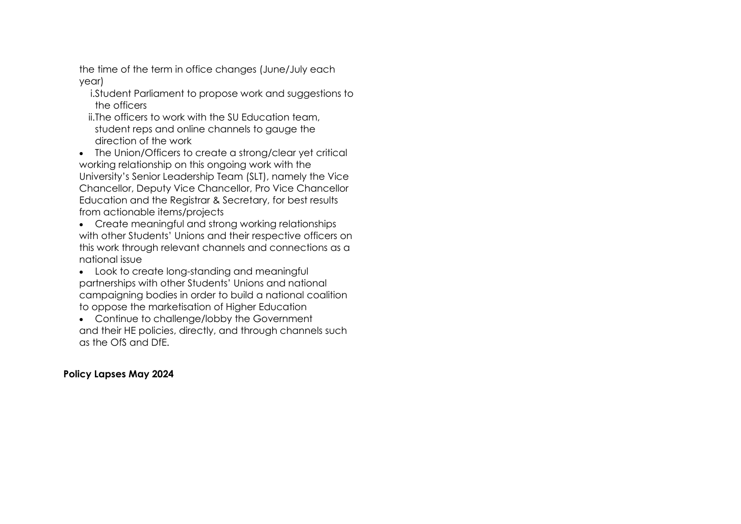the time of the term in office changes (June/July each year)

i. Student Parliament to propose work and suggestions to the officers
ii. The officers to work with the SU Education team, student reps and online channels to gauge the direction of the work

- The Union/Officers to create a strong/clear yet critical working relationship on this ongoing work with the University's Senior Leadership Team (SLT), namely the Vice Chancellor, Deputy Vice Chancellor, Pro Vice Chancellor Education and the Registrar & Secretary, for best results from actionable items/projects
- Create meaningful and strong working relationships with other Students' Unions and their respective officers on this work through relevant channels and connections as a national issue
- Look to create long-standing and meaningful partnerships with other Students' Unions and national campaigning bodies in order to build a national coalition to oppose the marketisation of Higher Education
- Continue to challenge/lobby the Government and their HE policies, directly, and through channels such as the OfS and DfE.

**Policy Lapses May 2024**